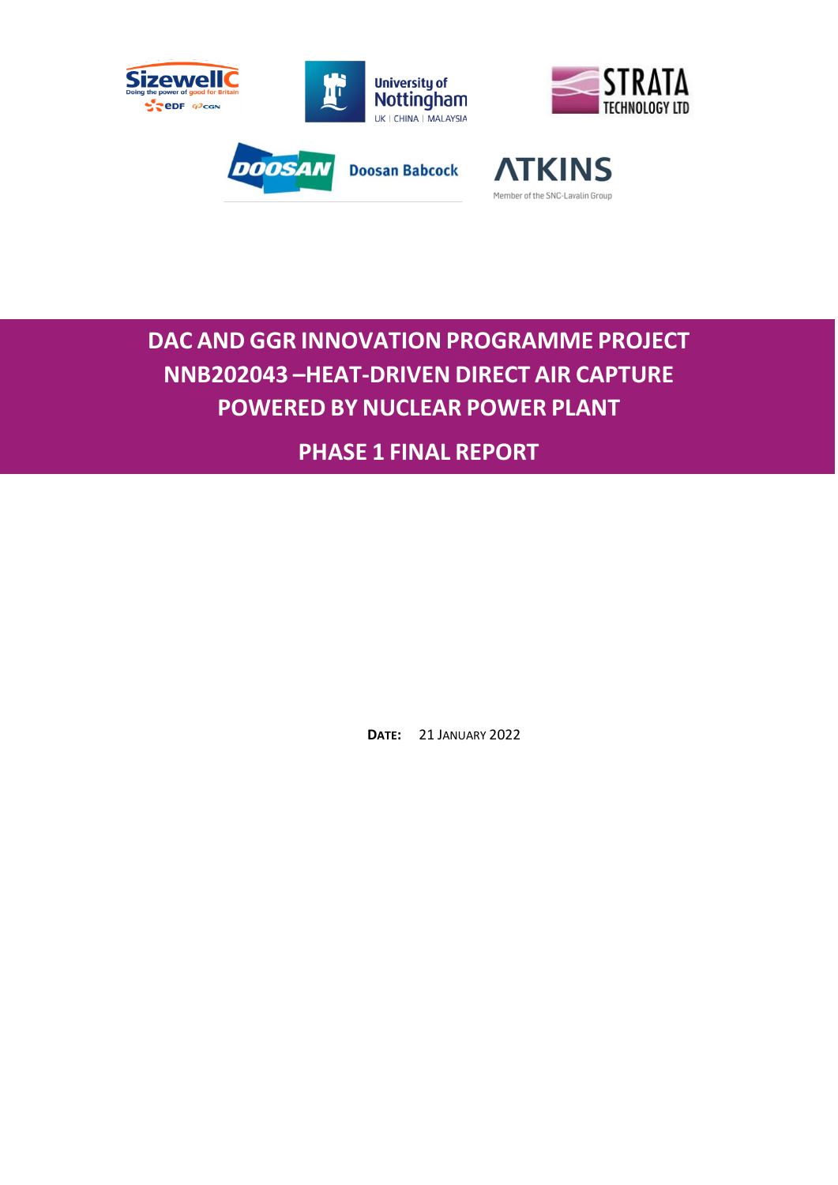# DAC AND GGR INNOVATION PROGRAMME PROJECT NNB202043 –HEAT-DRIVEN DIRECT AIR CAPTURE POWERED BY NUCLEAR POWER PLANT

## PHASE 1 FINAL REPORT

**DATE:** 21 JANUARY 2022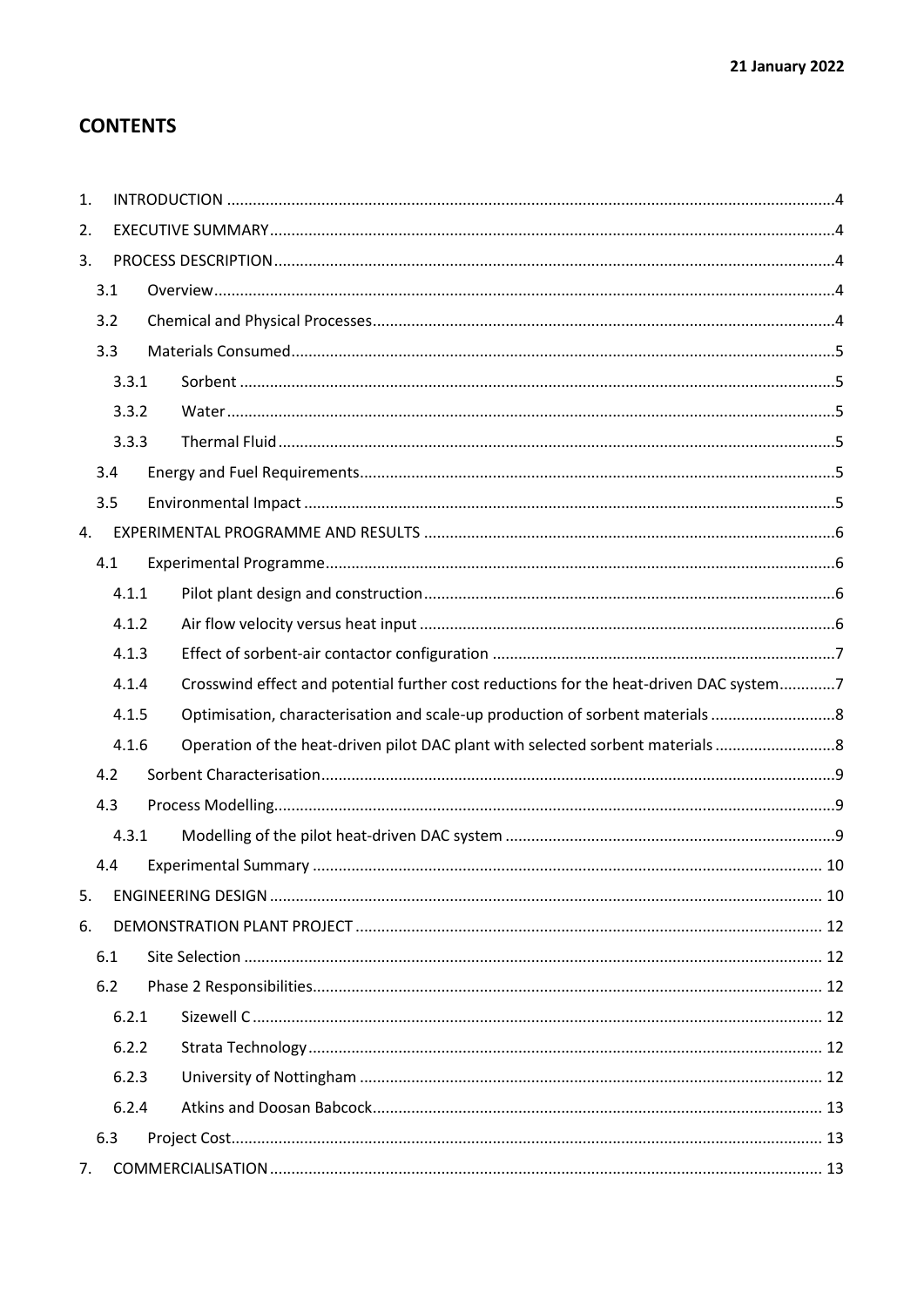## CONTENTS

1. INTRODUCTION ....................................................................................................................................4
2. EXECUTIVE SUMMARY..........................................................................................................................4
3. PROCESS DESCRIPTION.........................................................................................................................4
   - 3.1 Overview.......................................................................................................................................4
   - 3.2 Chemical and Physical Processes...................................................................................................4
   - 3.3 Materials Consumed.....................................................................................................................5
     - 3.3.1 Sorbent ..................................................................................................................................5
     - 3.3.2 Water.....................................................................................................................................5
     - 3.3.3 Thermal Fluid.........................................................................................................................5
   - 3.4 Energy and Fuel Requirements......................................................................................................5
   - 3.5 Environmental Impact ...................................................................................................................5
4. EXPERIMENTAL PROGRAMME AND RESULTS ........................................................................................6
   - 4.1 Experimental Programme..............................................................................................................6
     - 4.1.1 Pilot plant design and construction........................................................................................6
     - 4.1.2 Air flow velocity versus heat input .........................................................................................6
     - 4.1.3 Effect of sorbent-air contactor configuration ........................................................................7
     - 4.1.4 Crosswind effect and potential further cost reductions for the heat-driven DAC system.............7
     - 4.1.5 Optimisation, characterisation and scale-up production of sorbent materials .............................8
     - 4.1.6 Operation of the heat-driven pilot DAC plant with selected sorbent materials ............................8
   - 4.2 Sorbent Characterisation...............................................................................................................9
   - 4.3 Process Modelling.........................................................................................................................9
     - 4.3.1 Modelling of the pilot heat-driven DAC system .....................................................................9
   - 4.4 Experimental Summary .............................................................................................................. 10
5. ENGINEERING DESIGN ........................................................................................................................ 10
6. DEMONSTRATION PLANT PROJECT .................................................................................................... 12
   - 6.1 Site Selection .............................................................................................................................. 12
   - 6.2 Phase 2 Responsibilities.............................................................................................................. 12
     - 6.2.1 Sizewell C ............................................................................................................................ 12
     - 6.2.2 Strata Technology ............................................................................................................... 12
     - 6.2.3 University of Nottingham .................................................................................................... 12
     - 6.2.4 Atkins and Doosan Babcock................................................................................................ 13
   - 6.3 Project Cost................................................................................................................................. 13
7. COMMERCIALISATION ........................................................................................................................ 13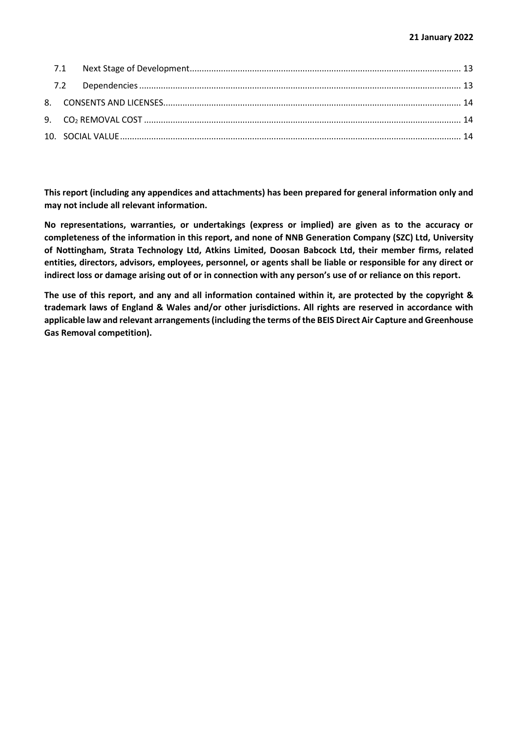7.1 Next Stage of Development ................................................................................................................ 13

7.2 Dependencies ..................................................................................................................................... 13

8. CONSENTS AND LICENSES ............................................................................................................. 14

9. $CO_2$ REMOVAL COST ..................................................................................................................... 14

10. SOCIAL VALUE .................................................................................................................................. 14

**This report (including any appendices and attachments) has been prepared for general information only and may not include all relevant information.**

**No representations, warranties, or undertakings (express or implied) are given as to the accuracy or completeness of the information in this report, and none of NNB Generation Company (SZC) Ltd, University of Nottingham, Strata Technology Ltd, Atkins Limited, Doosan Babcock Ltd, their member firms, related entities, directors, advisors, employees, personnel, or agents shall be liable or responsible for any direct or indirect loss or damage arising out of or in connection with any person's use of or reliance on this report.**

**The use of this report, and any and all information contained within it, are protected by the copyright & trademark laws of England & Wales and/or other jurisdictions. All rights are reserved in accordance with applicable law and relevant arrangements (including the terms of the BEIS Direct Air Capture and Greenhouse Gas Removal competition).**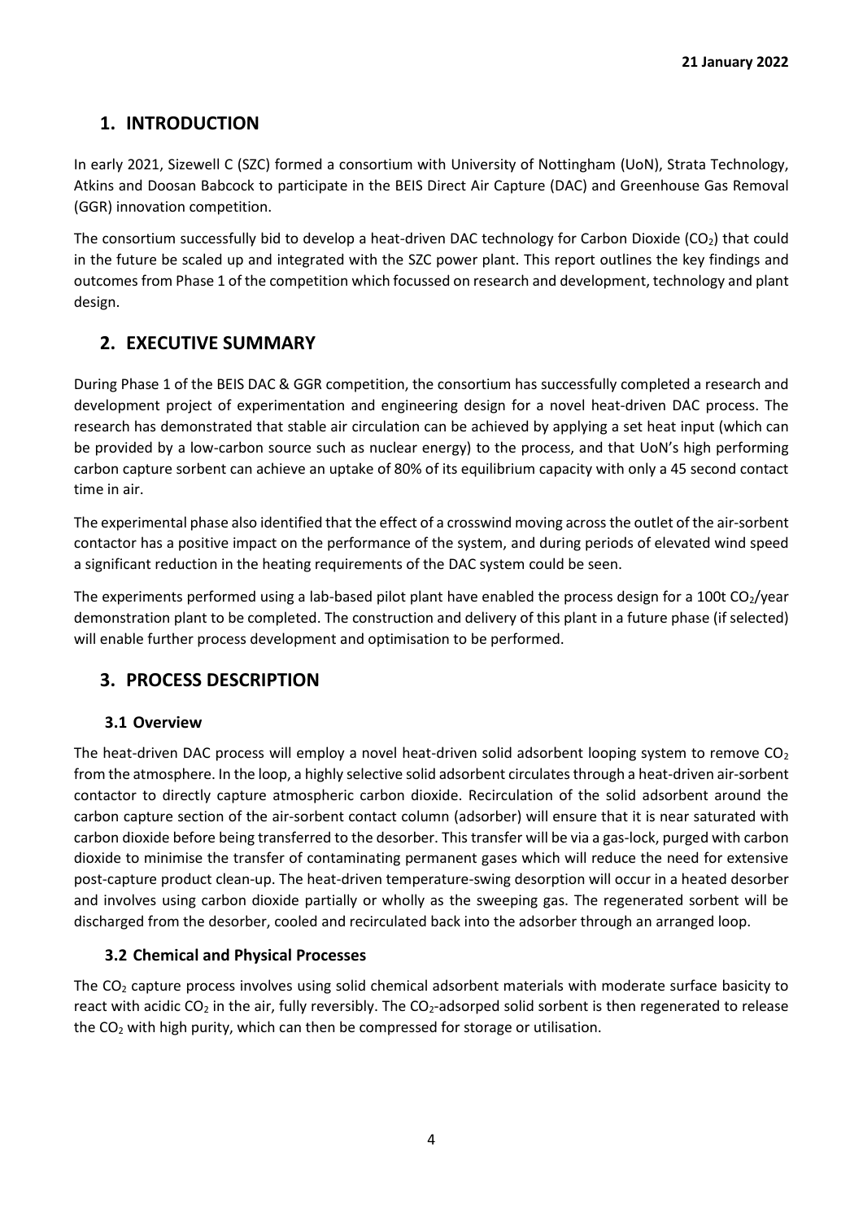21 January 2022

# 1. INTRODUCTION

In early 2021, Sizewell C (SZC) formed a consortium with University of Nottingham (UoN), Strata Technology, Atkins and Doosan Babcock to participate in the BEIS Direct Air Capture (DAC) and Greenhouse Gas Removal (GGR) innovation competition.

The consortium successfully bid to develop a heat-driven DAC technology for Carbon Dioxide ($CO_2$) that could in the future be scaled up and integrated with the SZC power plant. This report outlines the key findings and outcomes from Phase 1 of the competition which focussed on research and development, technology and plant design.

# 2. EXECUTIVE SUMMARY

During Phase 1 of the BEIS DAC & GGR competition, the consortium has successfully completed a research and development project of experimentation and engineering design for a novel heat-driven DAC process. The research has demonstrated that stable air circulation can be achieved by applying a set heat input (which can be provided by a low-carbon source such as nuclear energy) to the process, and that UoN's high performing carbon capture sorbent can achieve an uptake of 80% of its equilibrium capacity with only a 45 second contact time in air.

The experimental phase also identified that the effect of a crosswind moving across the outlet of the air-sorbent contactor has a positive impact on the performance of the system, and during periods of elevated wind speed a significant reduction in the heating requirements of the DAC system could be seen.

The experiments performed using a lab-based pilot plant have enabled the process design for a 100t $CO_2$/year demonstration plant to be completed. The construction and delivery of this plant in a future phase (if selected) will enable further process development and optimisation to be performed.

# 3. PROCESS DESCRIPTION

## 3.1 Overview

The heat-driven DAC process will employ a novel heat-driven solid adsorbent looping system to remove $CO_2$ from the atmosphere. In the loop, a highly selective solid adsorbent circulates through a heat-driven air-sorbent contactor to directly capture atmospheric carbon dioxide. Recirculation of the solid adsorbent around the carbon capture section of the air-sorbent contact column (adsorber) will ensure that it is near saturated with carbon dioxide before being transferred to the desorber. This transfer will be via a gas-lock, purged with carbon dioxide to minimise the transfer of contaminating permanent gases which will reduce the need for extensive post-capture product clean-up. The heat-driven temperature-swing desorption will occur in a heated desorber and involves using carbon dioxide partially or wholly as the sweeping gas. The regenerated sorbent will be discharged from the desorber, cooled and recirculated back into the adsorber through an arranged loop.

## 3.2 Chemical and Physical Processes

The $CO_2$ capture process involves using solid chemical adsorbent materials with moderate surface basicity to react with acidic $CO_2$ in the air, fully reversibly. The $CO_2$-adsorped solid sorbent is then regenerated to release the $CO_2$ with high purity, which can then be compressed for storage or utilisation.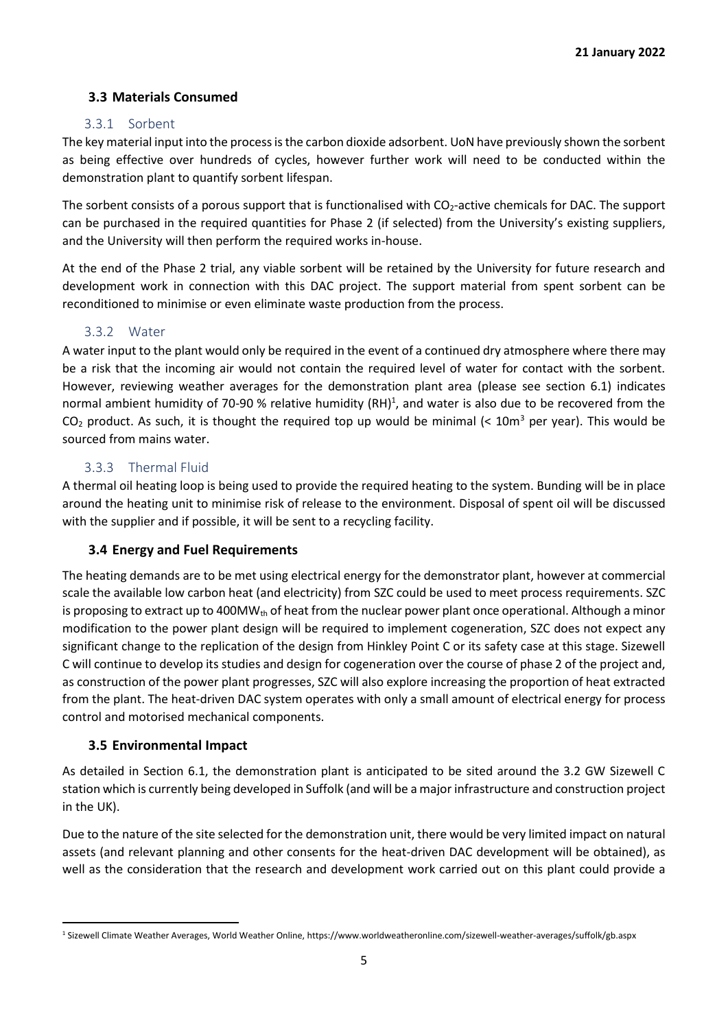### 3.3 Materials Consumed

#### 3.3.1 Sorbent

The key material input into the process is the carbon dioxide adsorbent. UoN have previously shown the sorbent as being effective over hundreds of cycles, however further work will need to be conducted within the demonstration plant to quantify sorbent lifespan.

The sorbent consists of a porous support that is functionalised with $CO_2$-active chemicals for DAC. The support can be purchased in the required quantities for Phase 2 (if selected) from the University's existing suppliers, and the University will then perform the required works in-house.

At the end of the Phase 2 trial, any viable sorbent will be retained by the University for future research and development work in connection with this DAC project. The support material from spent sorbent can be reconditioned to minimise or even eliminate waste production from the process.

#### 3.3.2 Water

A water input to the plant would only be required in the event of a continued dry atmosphere where there may be a risk that the incoming air would not contain the required level of water for contact with the sorbent. However, reviewing weather averages for the demonstration plant area (please see section 6.1) indicates normal ambient humidity of 70-90 % relative humidity (RH)[1], and water is also due to be recovered from the $CO_2$ product. As such, it is thought the required top up would be minimal (< $10m^3$ per year). This would be sourced from mains water.

#### 3.3.3 Thermal Fluid

A thermal oil heating loop is being used to provide the required heating to the system. Bunding will be in place around the heating unit to minimise risk of release to the environment. Disposal of spent oil will be discussed with the supplier and if possible, it will be sent to a recycling facility.

### 3.4 Energy and Fuel Requirements

The heating demands are to be met using electrical energy for the demonstrator plant, however at commercial scale the available low carbon heat (and electricity) from SZC could be used to meet process requirements. SZC is proposing to extract up to $400MW_{th}$ of heat from the nuclear power plant once operational. Although a minor modification to the power plant design will be required to implement cogeneration, SZC does not expect any significant change to the replication of the design from Hinkley Point C or its safety case at this stage. Sizewell C will continue to develop its studies and design for cogeneration over the course of phase 2 of the project and, as construction of the power plant progresses, SZC will also explore increasing the proportion of heat extracted from the plant. The heat-driven DAC system operates with only a small amount of electrical energy for process control and motorised mechanical components.

### 3.5 Environmental Impact

As detailed in Section 6.1, the demonstration plant is anticipated to be sited around the 3.2 GW Sizewell C station which is currently being developed in Suffolk (and will be a major infrastructure and construction project in the UK).

Due to the nature of the site selected for the demonstration unit, there would be very limited impact on natural assets (and relevant planning and other consents for the heat-driven DAC development will be obtained), as well as the consideration that the research and development work carried out on this plant could provide a

[1] Sizewell Climate Weather Averages, World Weather Online, https://www.worldweatheronline.com/sizewell-weather-averages/suffolk/gb.aspx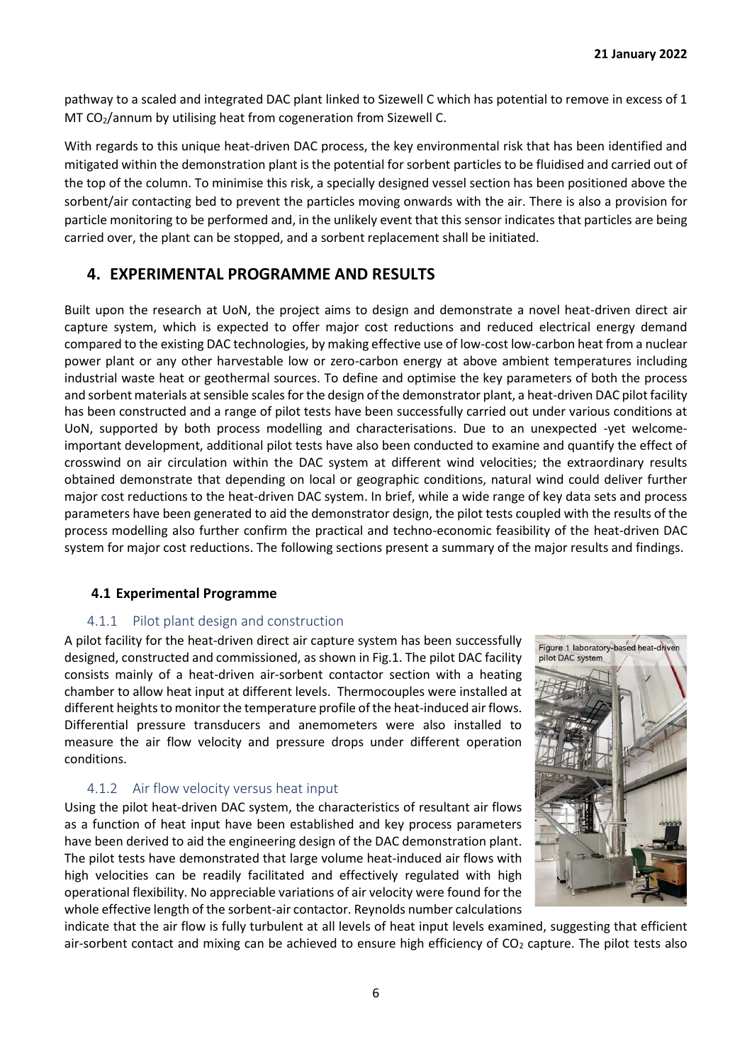pathway to a scaled and integrated DAC plant linked to Sizewell C which has potential to remove in excess of 1 MT $CO_2$/annum by utilising heat from cogeneration from Sizewell C.

With regards to this unique heat-driven DAC process, the key environmental risk that has been identified and mitigated within the demonstration plant is the potential for sorbent particles to be fluidised and carried out of the top of the column. To minimise this risk, a specially designed vessel section has been positioned above the sorbent/air contacting bed to prevent the particles moving onwards with the air. There is also a provision for particle monitoring to be performed and, in the unlikely event that this sensor indicates that particles are being carried over, the plant can be stopped, and a sorbent replacement shall be initiated.

## 4. EXPERIMENTAL PROGRAMME AND RESULTS

Built upon the research at UoN, the project aims to design and demonstrate a novel heat-driven direct air capture system, which is expected to offer major cost reductions and reduced electrical energy demand compared to the existing DAC technologies, by making effective use of low-cost low-carbon heat from a nuclear power plant or any other harvestable low or zero-carbon energy at above ambient temperatures including industrial waste heat or geothermal sources. To define and optimise the key parameters of both the process and sorbent materials at sensible scales for the design of the demonstrator plant, a heat-driven DAC pilot facility has been constructed and a range of pilot tests have been successfully carried out under various conditions at UoN, supported by both process modelling and characterisations. Due to an unexpected -yet welcome- important development, additional pilot tests have also been conducted to examine and quantify the effect of crosswind on air circulation within the DAC system at different wind velocities; the extraordinary results obtained demonstrate that depending on local or geographic conditions, natural wind could deliver further major cost reductions to the heat-driven DAC system. In brief, while a wide range of key data sets and process parameters have been generated to aid the demonstrator design, the pilot tests coupled with the results of the process modelling also further confirm the practical and techno-economic feasibility of the heat-driven DAC system for major cost reductions. The following sections present a summary of the major results and findings.

### 4.1 Experimental Programme

#### 4.1.1 Pilot plant design and construction

A pilot facility for the heat-driven direct air capture system has been successfully designed, constructed and commissioned, as shown in Fig.1. The pilot DAC facility consists mainly of a heat-driven air-sorbent contactor section with a heating chamber to allow heat input at different levels. Thermocouples were installed at different heights to monitor the temperature profile of the heat-induced air flows. Differential pressure transducers and anemometers were also installed to measure the air flow velocity and pressure drops under different operation conditions.

Figure 1 laboratory-based heat-driven pilot DAC system

#### 4.1.2 Air flow velocity versus heat input

Using the pilot heat-driven DAC system, the characteristics of resultant air flows as a function of heat input have been established and key process parameters have been derived to aid the engineering design of the DAC demonstration plant. The pilot tests have demonstrated that large volume heat-induced air flows with high velocities can be readily facilitated and effectively regulated with high operational flexibility. No appreciable variations of air velocity were found for the whole effective length of the sorbent-air contactor. Reynolds number calculations indicate that the air flow is fully turbulent at all levels of heat input levels examined, suggesting that efficient air-sorbent contact and mixing can be achieved to ensure high efficiency of $CO_2$ capture. The pilot tests also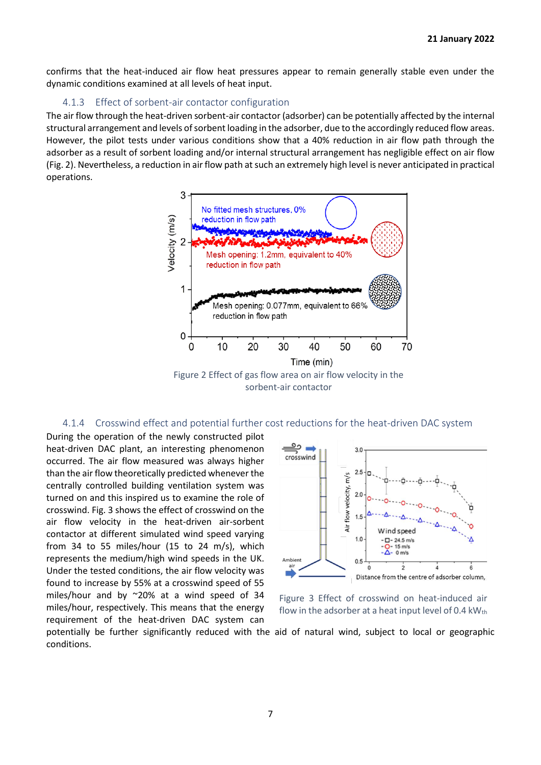confirms that the heat-induced air flow heat pressures appear to remain generally stable even under the dynamic conditions examined at all levels of heat input.

### 4.1.3 Effect of sorbent-air contactor configuration

The air flow through the heat-driven sorbent-air contactor (adsorber) can be potentially affected by the internal structural arrangement and levels of sorbent loading in the adsorber, due to the accordingly reduced flow areas. However, the pilot tests under various conditions show that a 40% reduction in air flow path through the adsorber as a result of sorbent loading and/or internal structural arrangement has negligible effect on air flow (Fig. 2). Nevertheless, a reduction in air flow path at such an extremely high level is never anticipated in practical operations.

Figure 2 Effect of gas flow area on air flow velocity in the sorbent-air contactor

### 4.1.4 Crosswind effect and potential further cost reductions for the heat-driven DAC system

During the operation of the newly constructed pilot heat-driven DAC plant, an interesting phenomenon occurred. The air flow measured was always higher than the air flow theoretically predicted whenever the centrally controlled building ventilation system was turned on and this inspired us to examine the role of crosswind. Fig. 3 shows the effect of crosswind on the air flow velocity in the heat-driven air-sorbent contactor at different simulated wind speed varying from 34 to 55 miles/hour (15 to 24 m/s), which represents the medium/high wind speeds in the UK. Under the tested conditions, the air flow velocity was found to increase by 55% at a crosswind speed of 55 miles/hour and by ~20% at a wind speed of 34 miles/hour, respectively. This means that the energy requirement of the heat-driven DAC system can potentially be further significantly reduced with the aid of natural wind, subject to local or geographic conditions.

Figure 3 Effect of crosswind on heat-induced air flow in the adsorber at a heat input level of 0.4 $kW_{th}$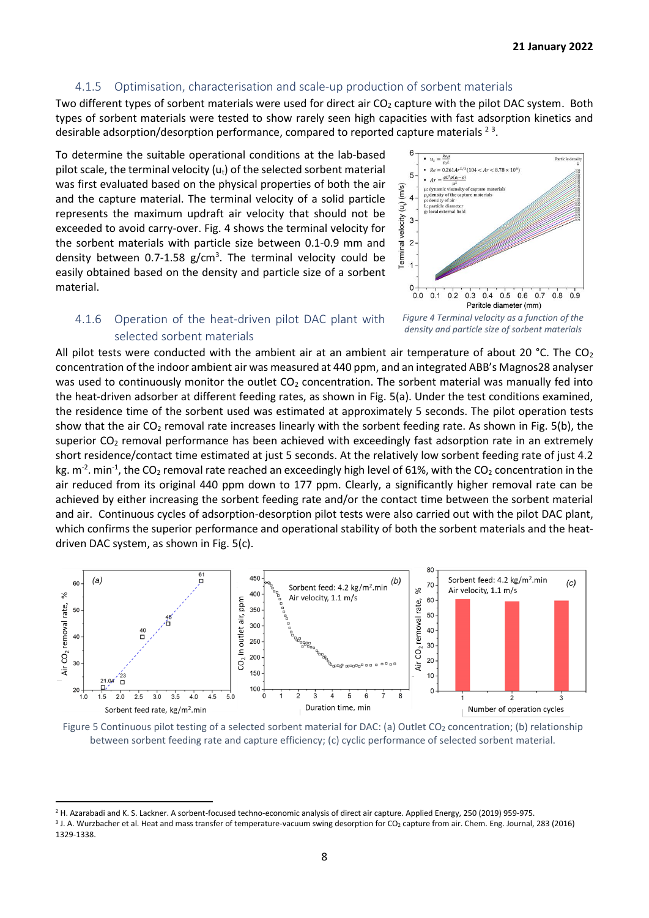### 4.1.5 Optimisation, characterisation and scale-up production of sorbent materials

Two different types of sorbent materials were used for direct air $CO_2$ capture with the pilot DAC system. Both types of sorbent materials were tested to show rarely seen high capacities with fast adsorption kinetics and desirable adsorption/desorption performance, compared to reported capture materials [2, 3].

To determine the suitable operational conditions at the lab-based pilot scale, the terminal velocity ($u_t$) of the selected sorbent material was first evaluated based on the physical properties of both the air and the capture material. The terminal velocity of a solid particle represents the maximum updraft air velocity that should not be exceeded to avoid carry-over. Fig. 4 shows the terminal velocity for the sorbent materials with particle size between 0.1-0.9 mm and density between 0.7-1.58 g/cm$^3$. The terminal velocity could be easily obtained based on the density and particle size of a sorbent material.

*Figure 4 Terminal velocity as a function of the density and particle size of sorbent materials*

### 4.1.6 Operation of the heat-driven pilot DAC plant with selected sorbent materials

All pilot tests were conducted with the ambient air at an ambient air temperature of about 20 °C. The $CO_2$ concentration of the indoor ambient air was measured at 440 ppm, and an integrated ABB's Magnos28 analyser was used to continuously monitor the outlet $CO_2$ concentration. The sorbent material was manually fed into the heat-driven adsorber at different feeding rates, as shown in Fig. 5(a). Under the test conditions examined, the residence time of the sorbent used was estimated at approximately 5 seconds. The pilot operation tests show that the air $CO_2$ removal rate increases linearly with the sorbent feeding rate. As shown in Fig. 5(b), the superior $CO_2$ removal performance has been achieved with exceedingly fast adsorption rate in an extremely short residence/contact time estimated at just 5 seconds. At the relatively low sorbent feeding rate of just 4.2 kg. m$^{-2}$. min$^{-1}$, the $CO_2$ removal rate reached an exceedingly high level of 61%, with the $CO_2$ concentration in the air reduced from its original 440 ppm down to 177 ppm. Clearly, a significantly higher removal rate can be achieved by either increasing the sorbent feeding rate and/or the contact time between the sorbent material and air. Continuous cycles of adsorption-desorption pilot tests were also carried out with the pilot DAC plant, which confirms the superior performance and operational stability of both the sorbent materials and the heat-driven DAC system, as shown in Fig. 5(c).

Figure 5 Continuous pilot testing of a selected sorbent material for DAC: (a) Outlet $CO_2$ concentration; (b) relationship between sorbent feeding rate and capture efficiency; (c) cyclic performance of selected sorbent material.

---

[2] H. Azarabadi and K. S. Lackner. A sorbent-focused techno-economic analysis of direct air capture. Applied Energy, 250 (2019) 959-975.

[3] J. A. Wurzbacher et al. Heat and mass transfer of temperature-vacuum swing desorption for $CO_2$ capture from air. Chem. Eng. Journal, 283 (2016) 1329-1338.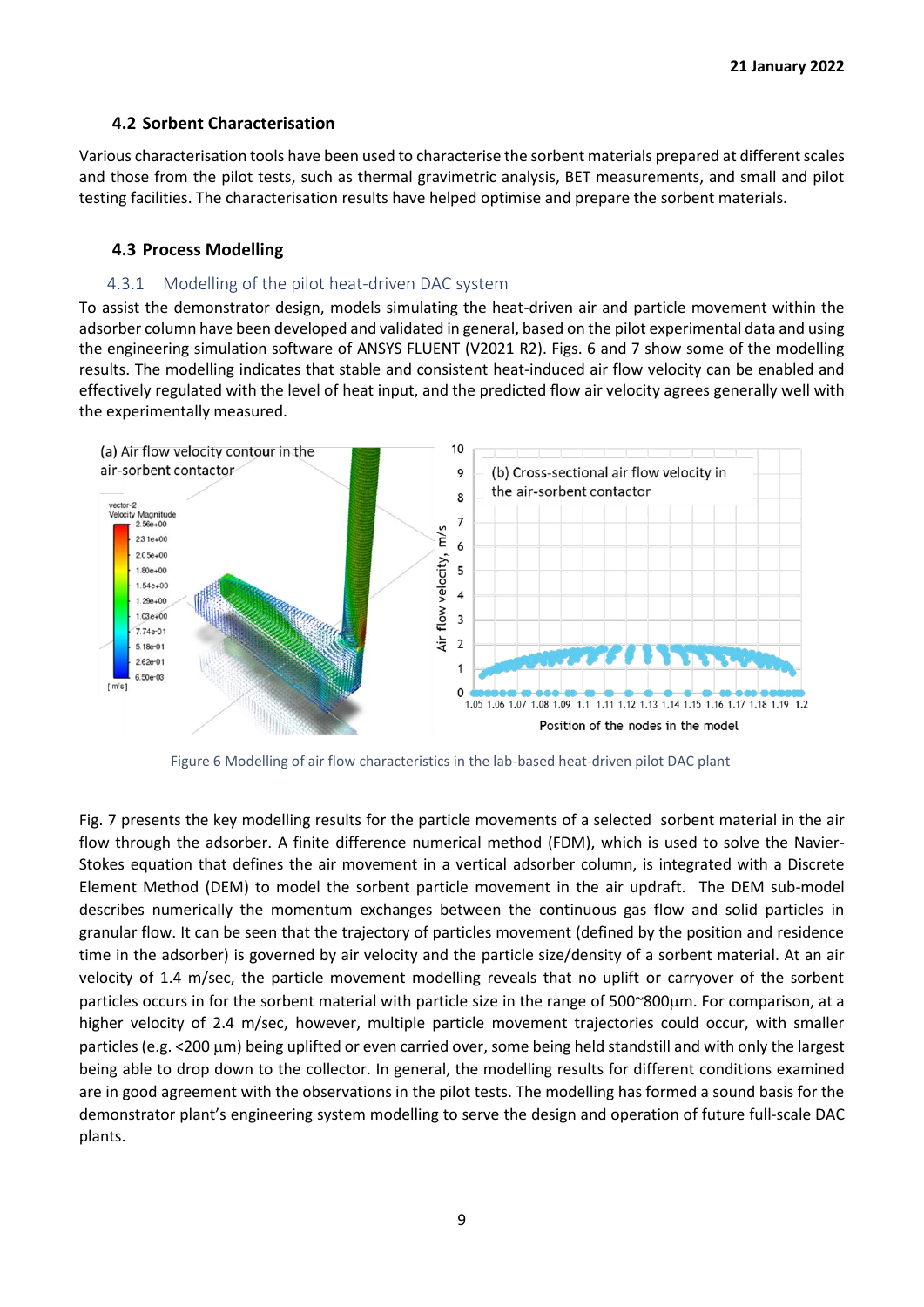### 4.2 Sorbent Characterisation

Various characterisation tools have been used to characterise the sorbent materials prepared at different scales and those from the pilot tests, such as thermal gravimetric analysis, BET measurements, and small and pilot testing facilities. The characterisation results have helped optimise and prepare the sorbent materials.

### 4.3 Process Modelling

#### 4.3.1 Modelling of the pilot heat-driven DAC system

To assist the demonstrator design, models simulating the heat-driven air and particle movement within the adsorber column have been developed and validated in general, based on the pilot experimental data and using the engineering simulation software of ANSYS FLUENT (V2021 R2). Figs. 6 and 7 show some of the modelling results. The modelling indicates that stable and consistent heat-induced air flow velocity can be enabled and effectively regulated with the level of heat input, and the predicted flow air velocity agrees generally well with the experimentally measured.

Figure 6 Modelling of air flow characteristics in the lab-based heat-driven pilot DAC plant

Fig. 7 presents the key modelling results for the particle movements of a selected sorbent material in the air flow through the adsorber. A finite difference numerical method (FDM), which is used to solve the Navier-Stokes equation that defines the air movement in a vertical adsorber column, is integrated with a Discrete Element Method (DEM) to model the sorbent particle movement in the air updraft. The DEM sub-model describes numerically the momentum exchanges between the continuous gas flow and solid particles in granular flow. It can be seen that the trajectory of particles movement (defined by the position and residence time in the adsorber) is governed by air velocity and the particle size/density of a sorbent material. At an air velocity of 1.4 m/sec, the particle movement modelling reveals that no uplift or carryover of the sorbent particles occurs in for the sorbent material with particle size in the range of 500~800μm. For comparison, at a higher velocity of 2.4 m/sec, however, multiple particle movement trajectories could occur, with smaller particles (e.g. <200 μm) being uplifted or even carried over, some being held standstill and with only the largest being able to drop down to the collector. In general, the modelling results for different conditions examined are in good agreement with the observations in the pilot tests. The modelling has formed a sound basis for the demonstrator plant's engineering system modelling to serve the design and operation of future full-scale DAC plants.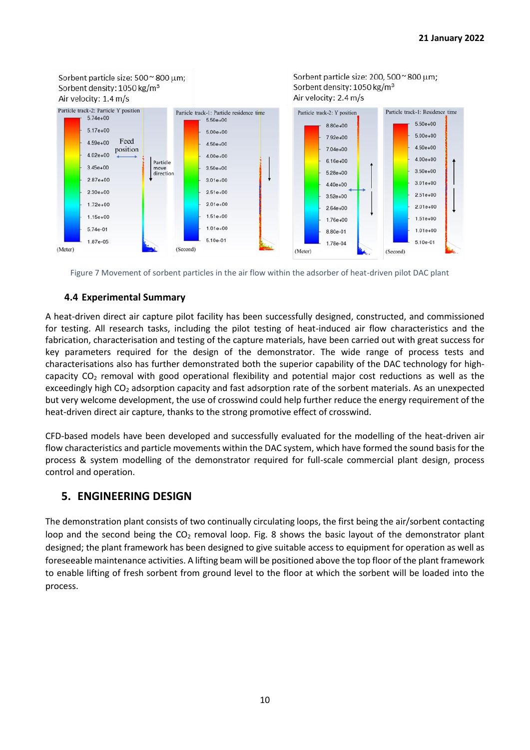Sorbent particle size: 500 ~ 800 μm;
Sorbent density: 1050 kg/m³
Air velocity: 1.4 m/s

Sorbent particle size: 200, 500 ~ 800 μm;
Sorbent density: 1050 kg/m³
Air velocity: 2.4 m/s

Figure 7 Movement of sorbent particles in the air flow within the adsorber of heat-driven pilot DAC plant

### 4.4 Experimental Summary

A heat-driven direct air capture pilot facility has been successfully designed, constructed, and commissioned for testing. All research tasks, including the pilot testing of heat-induced air flow characteristics and the fabrication, characterisation and testing of the capture materials, have been carried out with great success for key parameters required for the design of the demonstrator. The wide range of process tests and characterisations also has further demonstrated both the superior capability of the DAC technology for high-capacity $CO_2$ removal with good operational flexibility and potential major cost reductions as well as the exceedingly high $CO_2$ adsorption capacity and fast adsorption rate of the sorbent materials. As an unexpected but very welcome development, the use of crosswind could help further reduce the energy requirement of the heat-driven direct air capture, thanks to the strong promotive effect of crosswind.

CFD-based models have been developed and successfully evaluated for the modelling of the heat-driven air flow characteristics and particle movements within the DAC system, which have formed the sound basis for the process & system modelling of the demonstrator required for full-scale commercial plant design, process control and operation.

## 5. ENGINEERING DESIGN

The demonstration plant consists of two continually circulating loops, the first being the air/sorbent contacting loop and the second being the $CO_2$ removal loop. Fig. 8 shows the basic layout of the demonstrator plant designed; the plant framework has been designed to give suitable access to equipment for operation as well as foreseeable maintenance activities. A lifting beam will be positioned above the top floor of the plant framework to enable lifting of fresh sorbent from ground level to the floor at which the sorbent will be loaded into the process.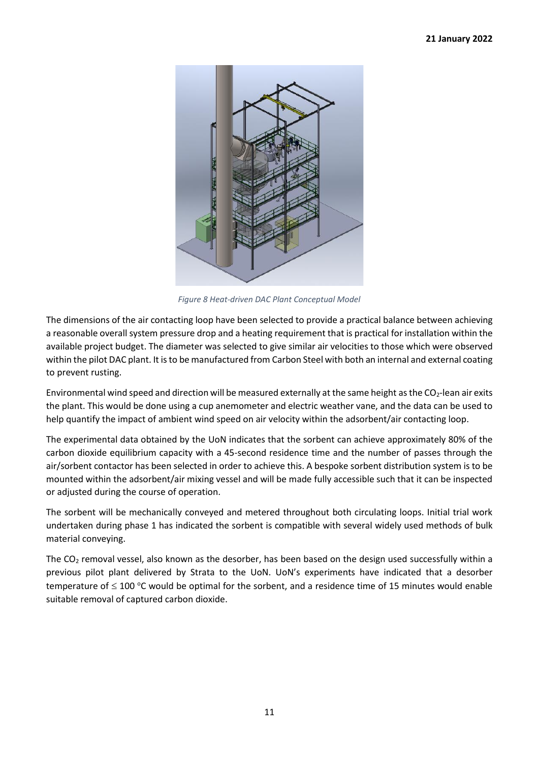*Figure 8 Heat-driven DAC Plant Conceptual Model*

The dimensions of the air contacting loop have been selected to provide a practical balance between achieving a reasonable overall system pressure drop and a heating requirement that is practical for installation within the available project budget. The diameter was selected to give similar air velocities to those which were observed within the pilot DAC plant. It is to be manufactured from Carbon Steel with both an internal and external coating to prevent rusting.

Environmental wind speed and direction will be measured externally at the same height as the $CO_2$-lean air exits the plant. This would be done using a cup anemometer and electric weather vane, and the data can be used to help quantify the impact of ambient wind speed on air velocity within the adsorbent/air contacting loop.

The experimental data obtained by the UoN indicates that the sorbent can achieve approximately 80% of the carbon dioxide equilibrium capacity with a 45-second residence time and the number of passes through the air/sorbent contactor has been selected in order to achieve this. A bespoke sorbent distribution system is to be mounted within the adsorbent/air mixing vessel and will be made fully accessible such that it can be inspected or adjusted during the course of operation.

The sorbent will be mechanically conveyed and metered throughout both circulating loops. Initial trial work undertaken during phase 1 has indicated the sorbent is compatible with several widely used methods of bulk material conveying.

The $CO_2$ removal vessel, also known as the desorber, has been based on the design used successfully within a previous pilot plant delivered by Strata to the UoN. UoN's experiments have indicated that a desorber temperature of $\leq 100\ ^{o}C$ would be optimal for the sorbent, and a residence time of 15 minutes would enable suitable removal of captured carbon dioxide.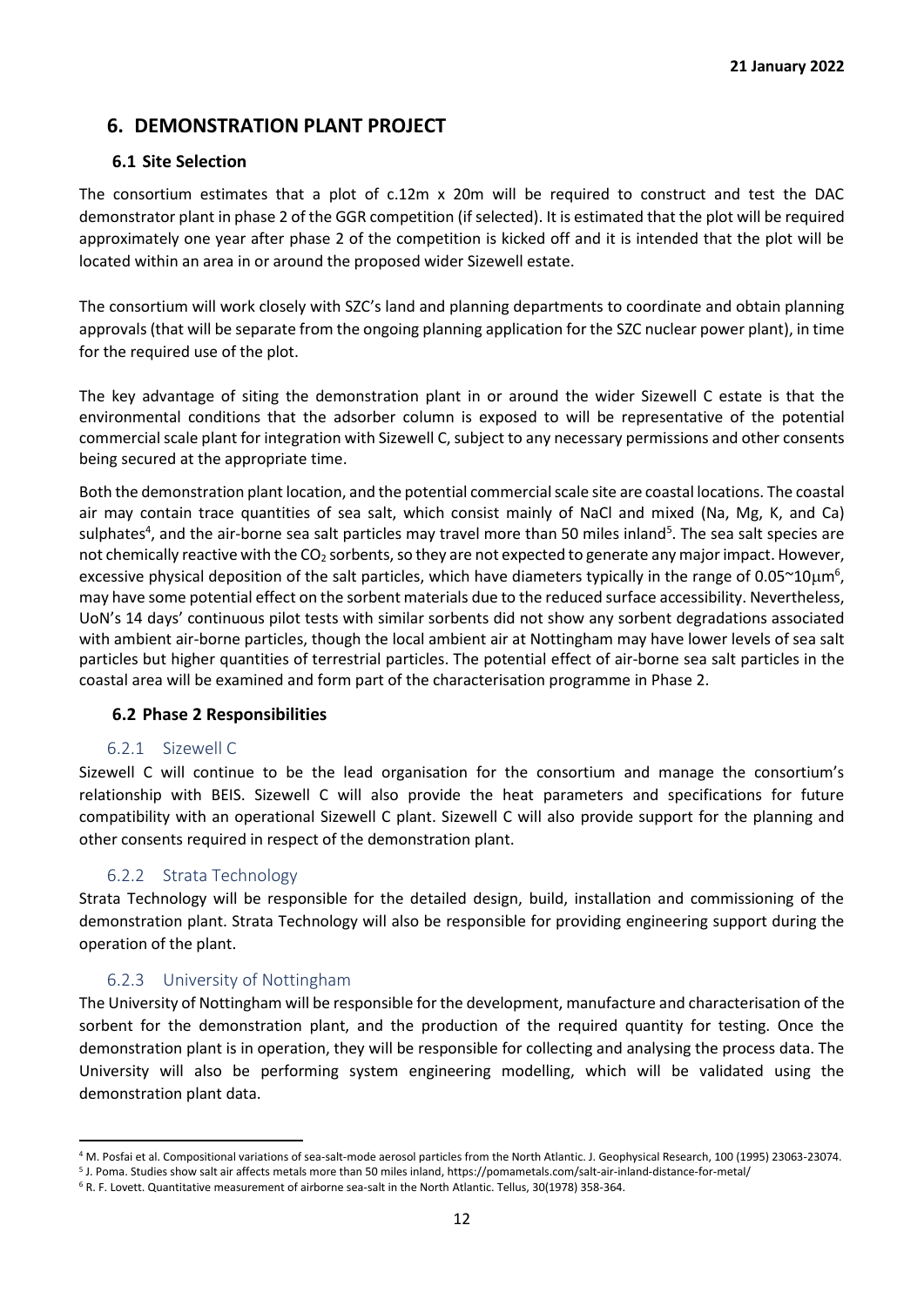## 6. DEMONSTRATION PLANT PROJECT

### 6.1 Site Selection

The consortium estimates that a plot of c.12m x 20m will be required to construct and test the DAC demonstrator plant in phase 2 of the GGR competition (if selected). It is estimated that the plot will be required approximately one year after phase 2 of the competition is kicked off and it is intended that the plot will be located within an area in or around the proposed wider Sizewell estate.

The consortium will work closely with SZC's land and planning departments to coordinate and obtain planning approvals (that will be separate from the ongoing planning application for the SZC nuclear power plant), in time for the required use of the plot.

The key advantage of siting the demonstration plant in or around the wider Sizewell C estate is that the environmental conditions that the adsorber column is exposed to will be representative of the potential commercial scale plant for integration with Sizewell C, subject to any necessary permissions and other consents being secured at the appropriate time.

Both the demonstration plant location, and the potential commercial scale site are coastal locations. The coastal air may contain trace quantities of sea salt, which consist mainly of NaCl and mixed (Na, Mg, K, and Ca) sulphates[4], and the air-borne sea salt particles may travel more than 50 miles inland[5]. The sea salt species are not chemically reactive with the $CO_2$ sorbents, so they are not expected to generate any major impact. However, excessive physical deposition of the salt particles, which have diameters typically in the range of 0.05~10$\mu$m[6], may have some potential effect on the sorbent materials due to the reduced surface accessibility. Nevertheless, UoN's 14 days' continuous pilot tests with similar sorbents did not show any sorbent degradations associated with ambient air-borne particles, though the local ambient air at Nottingham may have lower levels of sea salt particles but higher quantities of terrestrial particles. The potential effect of air-borne sea salt particles in the coastal area will be examined and form part of the characterisation programme in Phase 2.

### 6.2 Phase 2 Responsibilities

#### 6.2.1 Sizewell C

Sizewell C will continue to be the lead organisation for the consortium and manage the consortium's relationship with BEIS. Sizewell C will also provide the heat parameters and specifications for future compatibility with an operational Sizewell C plant. Sizewell C will also provide support for the planning and other consents required in respect of the demonstration plant.

#### 6.2.2 Strata Technology

Strata Technology will be responsible for the detailed design, build, installation and commissioning of the demonstration plant. Strata Technology will also be responsible for providing engineering support during the operation of the plant.

#### 6.2.3 University of Nottingham

The University of Nottingham will be responsible for the development, manufacture and characterisation of the sorbent for the demonstration plant, and the production of the required quantity for testing. Once the demonstration plant is in operation, they will be responsible for collecting and analysing the process data. The University will also be performing system engineering modelling, which will be validated using the demonstration plant data.

---

[4] M. Posfai et al. Compositional variations of sea-salt-mode aerosol particles from the North Atlantic. J. Geophysical Research, 100 (1995) 23063-23074.

[5] J. Poma. Studies show salt air affects metals more than 50 miles inland, https://pomametals.com/salt-air-inland-distance-for-metal/

[6] R. F. Lovett. Quantitative measurement of airborne sea-salt in the North Atlantic. Tellus, 30(1978) 358-364.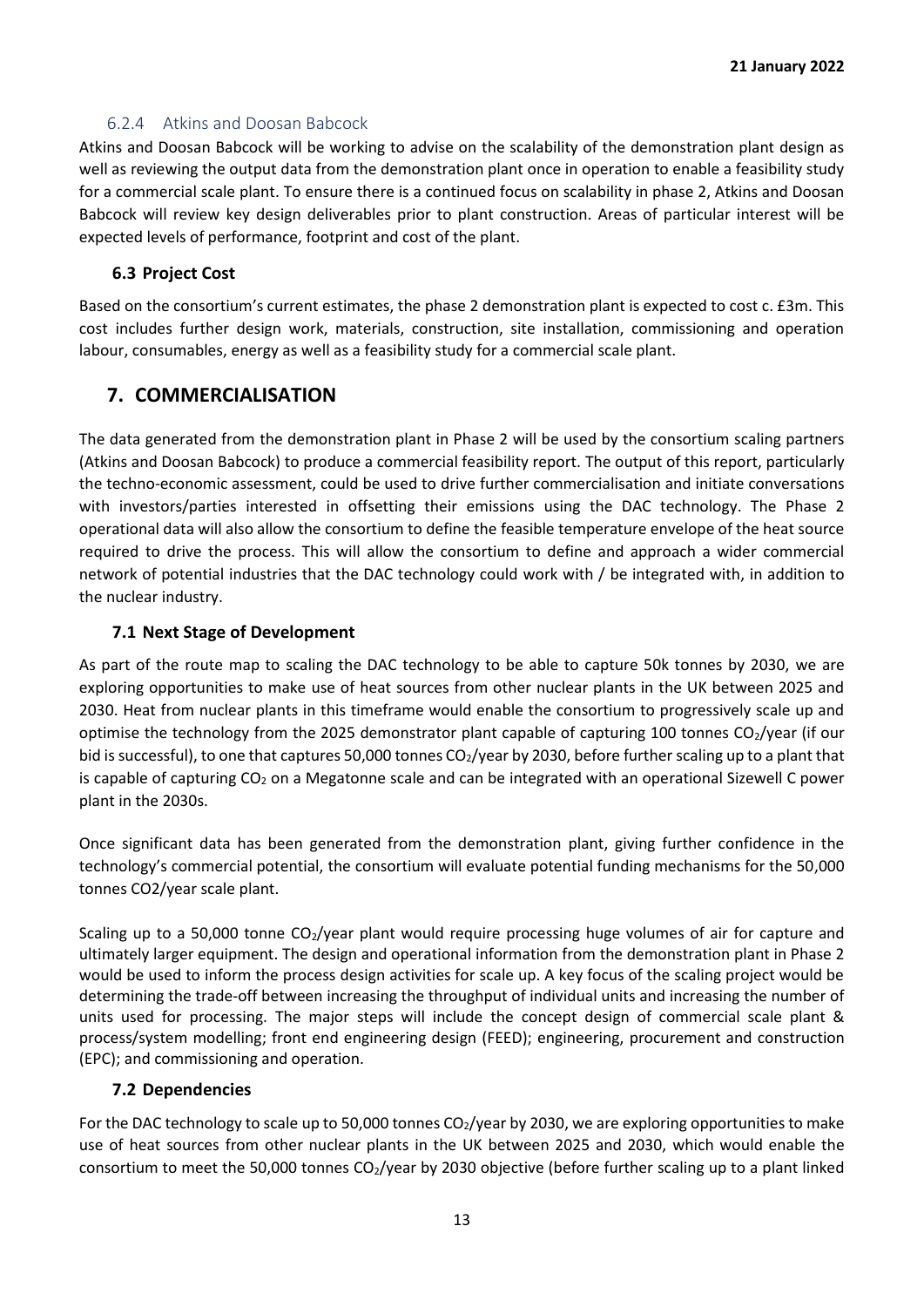#### 6.2.4 Atkins and Doosan Babcock

Atkins and Doosan Babcock will be working to advise on the scalability of the demonstration plant design as well as reviewing the output data from the demonstration plant once in operation to enable a feasibility study for a commercial scale plant. To ensure there is a continued focus on scalability in phase 2, Atkins and Doosan Babcock will review key design deliverables prior to plant construction. Areas of particular interest will be expected levels of performance, footprint and cost of the plant.

### 6.3 Project Cost

Based on the consortium's current estimates, the phase 2 demonstration plant is expected to cost c. £3m. This cost includes further design work, materials, construction, site installation, commissioning and operation labour, consumables, energy as well as a feasibility study for a commercial scale plant.

## 7. COMMERCIALISATION

The data generated from the demonstration plant in Phase 2 will be used by the consortium scaling partners (Atkins and Doosan Babcock) to produce a commercial feasibility report. The output of this report, particularly the techno-economic assessment, could be used to drive further commercialisation and initiate conversations with investors/parties interested in offsetting their emissions using the DAC technology. The Phase 2 operational data will also allow the consortium to define the feasible temperature envelope of the heat source required to drive the process. This will allow the consortium to define and approach a wider commercial network of potential industries that the DAC technology could work with / be integrated with, in addition to the nuclear industry.

### 7.1 Next Stage of Development

As part of the route map to scaling the DAC technology to be able to capture 50k tonnes by 2030, we are exploring opportunities to make use of heat sources from other nuclear plants in the UK between 2025 and 2030. Heat from nuclear plants in this timeframe would enable the consortium to progressively scale up and optimise the technology from the 2025 demonstrator plant capable of capturing 100 tonnes $CO_2$/year (if our bid is successful), to one that captures 50,000 tonnes $CO_2$/year by 2030, before further scaling up to a plant that is capable of capturing $CO_2$ on a Megatonne scale and can be integrated with an operational Sizewell C power plant in the 2030s.

Once significant data has been generated from the demonstration plant, giving further confidence in the technology's commercial potential, the consortium will evaluate potential funding mechanisms for the 50,000 tonnes CO2/year scale plant.

Scaling up to a 50,000 tonne $CO_2$/year plant would require processing huge volumes of air for capture and ultimately larger equipment. The design and operational information from the demonstration plant in Phase 2 would be used to inform the process design activities for scale up. A key focus of the scaling project would be determining the trade-off between increasing the throughput of individual units and increasing the number of units used for processing. The major steps will include the concept design of commercial scale plant & process/system modelling; front end engineering design (FEED); engineering, procurement and construction (EPC); and commissioning and operation.

### 7.2 Dependencies

For the DAC technology to scale up to 50,000 tonnes $CO_2$/year by 2030, we are exploring opportunities to make use of heat sources from other nuclear plants in the UK between 2025 and 2030, which would enable the consortium to meet the 50,000 tonnes $CO_2$/year by 2030 objective (before further scaling up to a plant linked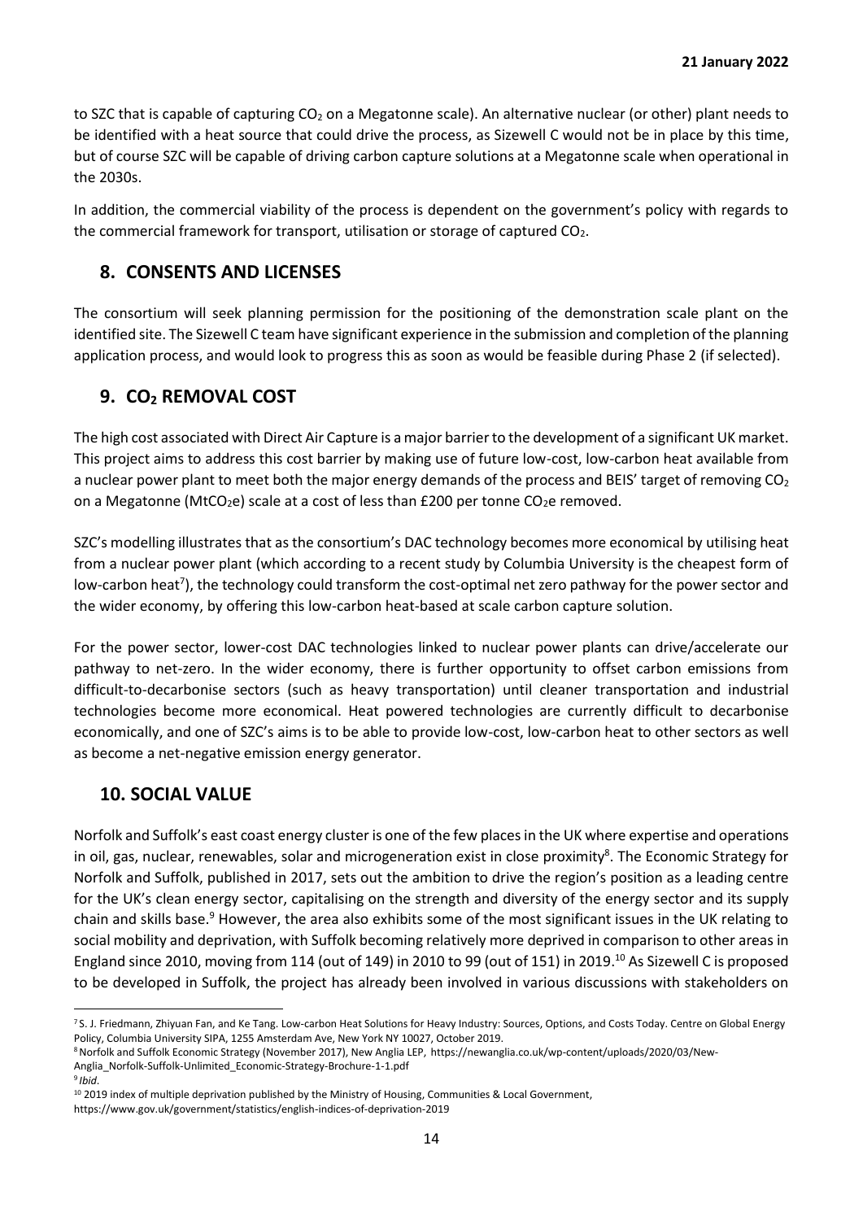to SZC that is capable of capturing $CO_2$ on a Megatonne scale). An alternative nuclear (or other) plant needs to be identified with a heat source that could drive the process, as Sizewell C would not be in place by this time, but of course SZC will be capable of driving carbon capture solutions at a Megatonne scale when operational in the 2030s.

In addition, the commercial viability of the process is dependent on the government's policy with regards to the commercial framework for transport, utilisation or storage of captured $CO_2$.

## 8. CONSENTS AND LICENSES

The consortium will seek planning permission for the positioning of the demonstration scale plant on the identified site. The Sizewell C team have significant experience in the submission and completion of the planning application process, and would look to progress this as soon as would be feasible during Phase 2 (if selected).

## 9. $CO_2$ REMOVAL COST

The high cost associated with Direct Air Capture is a major barrier to the development of a significant UK market. This project aims to address this cost barrier by making use of future low-cost, low-carbon heat available from a nuclear power plant to meet both the major energy demands of the process and BEIS' target of removing $CO_2$ on a Megatonne ($MtCO_2e$) scale at a cost of less than £200 per tonne $CO_2e$ removed.

SZC's modelling illustrates that as the consortium's DAC technology becomes more economical by utilising heat from a nuclear power plant (which according to a recent study by Columbia University is the cheapest form of low-carbon heat[7]), the technology could transform the cost-optimal net zero pathway for the power sector and the wider economy, by offering this low-carbon heat-based at scale carbon capture solution.

For the power sector, lower-cost DAC technologies linked to nuclear power plants can drive/accelerate our pathway to net-zero. In the wider economy, there is further opportunity to offset carbon emissions from difficult-to-decarbonise sectors (such as heavy transportation) until cleaner transportation and industrial technologies become more economical. Heat powered technologies are currently difficult to decarbonise economically, and one of SZC's aims is to be able to provide low-cost, low-carbon heat to other sectors as well as become a net-negative emission energy generator.

## 10. SOCIAL VALUE

Norfolk and Suffolk's east coast energy cluster is one of the few places in the UK where expertise and operations in oil, gas, nuclear, renewables, solar and microgeneration exist in close proximity[8]. The Economic Strategy for Norfolk and Suffolk, published in 2017, sets out the ambition to drive the region's position as a leading centre for the UK's clean energy sector, capitalising on the strength and diversity of the energy sector and its supply chain and skills base.[9] However, the area also exhibits some of the most significant issues in the UK relating to social mobility and deprivation, with Suffolk becoming relatively more deprived in comparison to other areas in England since 2010, moving from 114 (out of 149) in 2010 to 99 (out of 151) in 2019.[10] As Sizewell C is proposed to be developed in Suffolk, the project has already been involved in various discussions with stakeholders on

---

[7] S. J. Friedmann, Zhiyuan Fan, and Ke Tang. Low-carbon Heat Solutions for Heavy Industry: Sources, Options, and Costs Today. Centre on Global Energy Policy, Columbia University SIPA, 1255 Amsterdam Ave, New York NY 10027, October 2019.

[8] Norfolk and Suffolk Economic Strategy (November 2017), New Anglia LEP, https://newanglia.co.uk/wp-content/uploads/2020/03/New-Anglia_Norfolk-Suffolk-Unlimited_Economic-Strategy-Brochure-1-1.pdf

[9] *Ibid*.

[10] 2019 index of multiple deprivation published by the Ministry of Housing, Communities & Local Government, https://www.gov.uk/government/statistics/english-indices-of-deprivation-2019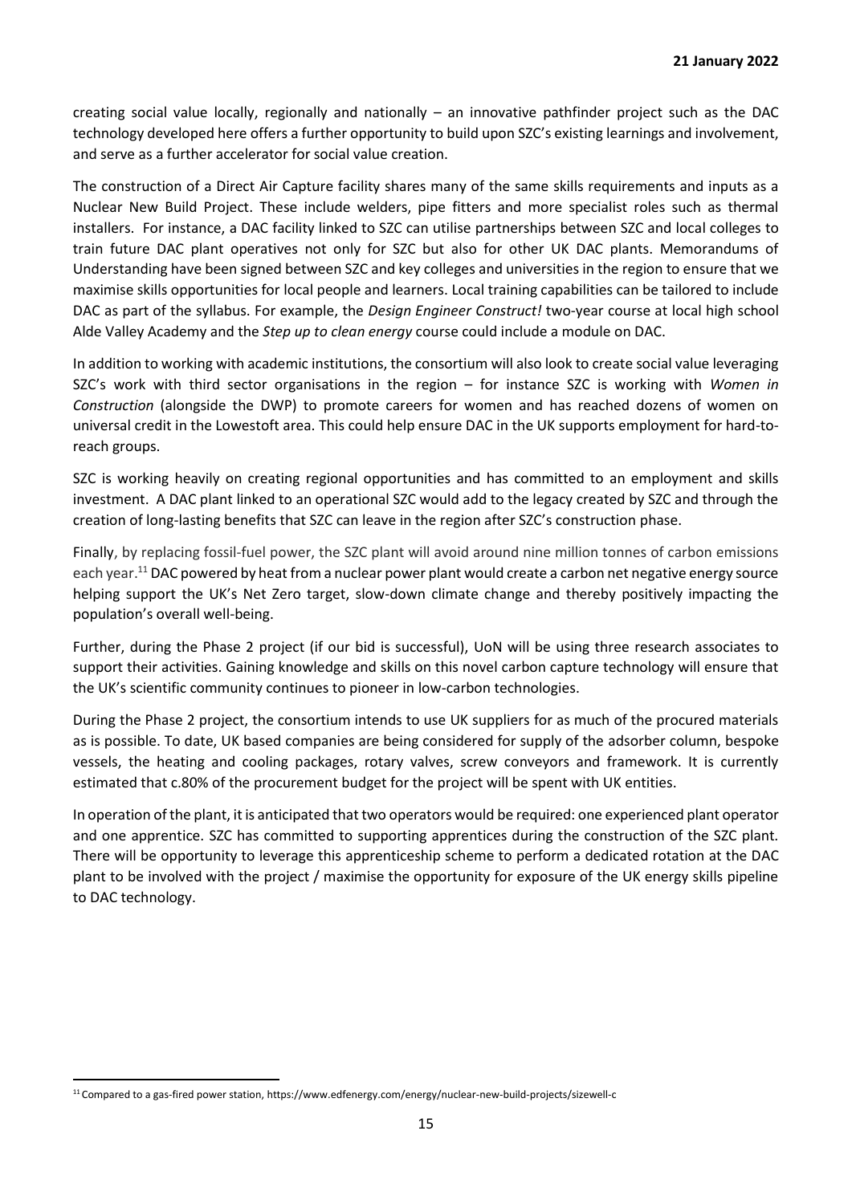creating social value locally, regionally and nationally – an innovative pathfinder project such as the DAC technology developed here offers a further opportunity to build upon SZC's existing learnings and involvement, and serve as a further accelerator for social value creation.

The construction of a Direct Air Capture facility shares many of the same skills requirements and inputs as a Nuclear New Build Project. These include welders, pipe fitters and more specialist roles such as thermal installers. For instance, a DAC facility linked to SZC can utilise partnerships between SZC and local colleges to train future DAC plant operatives not only for SZC but also for other UK DAC plants. Memorandums of Understanding have been signed between SZC and key colleges and universities in the region to ensure that we maximise skills opportunities for local people and learners. Local training capabilities can be tailored to include DAC as part of the syllabus. For example, the *Design Engineer Construct!* two-year course at local high school Alde Valley Academy and the *Step up to clean energy* course could include a module on DAC.

In addition to working with academic institutions, the consortium will also look to create social value leveraging SZC's work with third sector organisations in the region – for instance SZC is working with *Women in Construction* (alongside the DWP) to promote careers for women and has reached dozens of women on universal credit in the Lowestoft area. This could help ensure DAC in the UK supports employment for hard-to-reach groups.

SZC is working heavily on creating regional opportunities and has committed to an employment and skills investment. A DAC plant linked to an operational SZC would add to the legacy created by SZC and through the creation of long-lasting benefits that SZC can leave in the region after SZC's construction phase.

Finally, by replacing fossil-fuel power, the SZC plant will avoid around nine million tonnes of carbon emissions each year.[11] DAC powered by heat from a nuclear power plant would create a carbon net negative energy source helping support the UK's Net Zero target, slow-down climate change and thereby positively impacting the population's overall well-being.

Further, during the Phase 2 project (if our bid is successful), UoN will be using three research associates to support their activities. Gaining knowledge and skills on this novel carbon capture technology will ensure that the UK's scientific community continues to pioneer in low-carbon technologies.

During the Phase 2 project, the consortium intends to use UK suppliers for as much of the procured materials as is possible. To date, UK based companies are being considered for supply of the adsorber column, bespoke vessels, the heating and cooling packages, rotary valves, screw conveyors and framework. It is currently estimated that c.80% of the procurement budget for the project will be spent with UK entities.

In operation of the plant, it is anticipated that two operators would be required: one experienced plant operator and one apprentice. SZC has committed to supporting apprentices during the construction of the SZC plant. There will be opportunity to leverage this apprenticeship scheme to perform a dedicated rotation at the DAC plant to be involved with the project / maximise the opportunity for exposure of the UK energy skills pipeline to DAC technology.

[11] Compared to a gas-fired power station, https://www.edfenergy.com/energy/nuclear-new-build-projects/sizewell-c